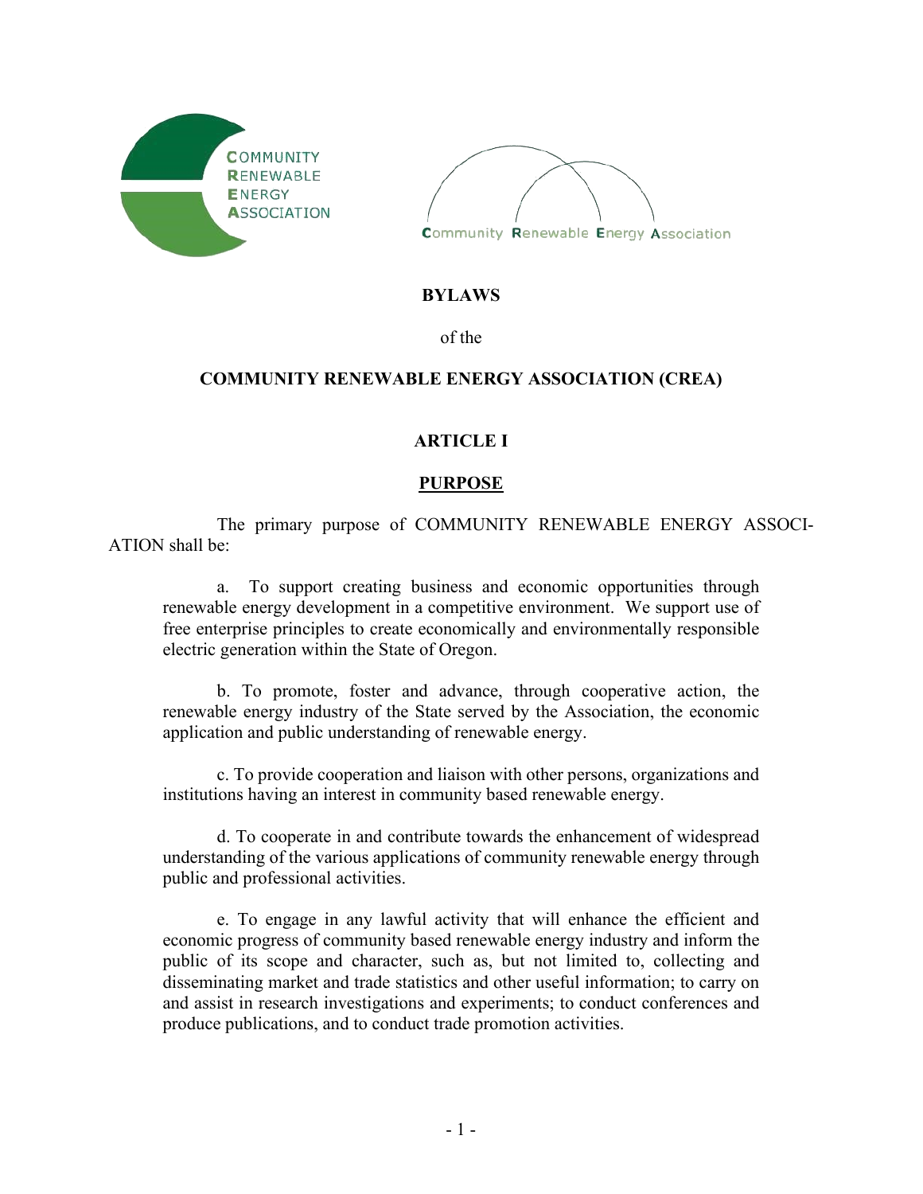# BYLAWS

of the

## COMMUNITY RENEWABLE ENERGY ASSOCIATION (CREA)

### ARTICLE I

### PURPOSE

The primary purpose of COMMUNITY RENEWABLE ENERGY ASSOCIATION shall be:

a. To support creating business and economic opportunities through renewable energy development in a competitive environment. We support use of free enterprise principles to create economically and environmentally responsible electric generation within the State of Oregon.

b. To promote, foster and advance, through cooperative action, the renewable energy industry of the State served by the Association, the economic application and public understanding of renewable energy.

c. To provide cooperation and liaison with other persons, organizations and institutions having an interest in community based renewable energy.

d. To cooperate in and contribute towards the enhancement of widespread understanding of the various applications of community renewable energy through public and professional activities.

e. To engage in any lawful activity that will enhance the efficient and economic progress of community based renewable energy industry and inform the public of its scope and character, such as, but not limited to, collecting and disseminating market and trade statistics and other useful information; to carry on and assist in research investigations and experiments; to conduct conferences and produce publications, and to conduct trade promotion activities.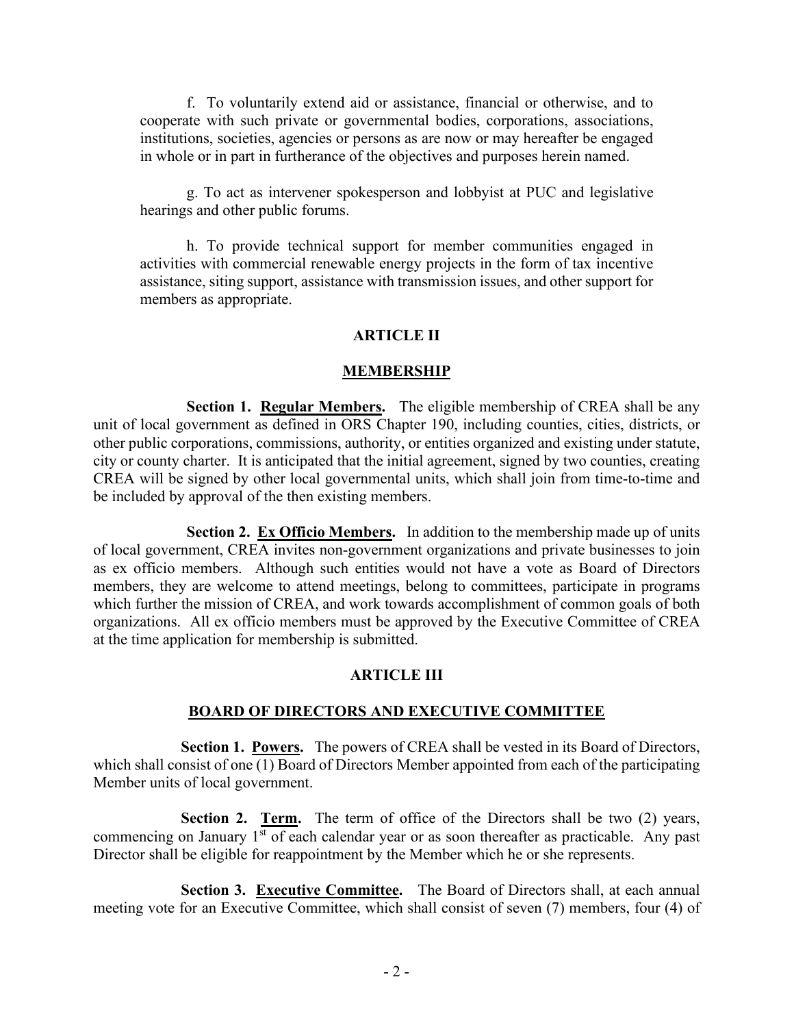f. To voluntarily extend aid or assistance, financial or otherwise, and to cooperate with such private or governmental bodies, corporations, associations, institutions, societies, agencies or persons as are now or may hereafter be engaged in whole or in part in furtherance of the objectives and purposes herein named.

g. To act as intervener spokesperson and lobbyist at PUC and legislative hearings and other public forums.

h. To provide technical support for member communities engaged in activities with commercial renewable energy projects in the form of tax incentive assistance, siting support, assistance with transmission issues, and other support for members as appropriate.

## ARTICLE II

## MEMBERSHIP

**Section 1. Regular Members.** The eligible membership of CREA shall be any unit of local government as defined in ORS Chapter 190, including counties, cities, districts, or other public corporations, commissions, authority, or entities organized and existing under statute, city or county charter. It is anticipated that the initial agreement, signed by two counties, creating CREA will be signed by other local governmental units, which shall join from time-to-time and be included by approval of the then existing members.

**Section 2. Ex Officio Members.** In addition to the membership made up of units of local government, CREA invites non-government organizations and private businesses to join as ex officio members. Although such entities would not have a vote as Board of Directors members, they are welcome to attend meetings, belong to committees, participate in programs which further the mission of CREA, and work towards accomplishment of common goals of both organizations. All ex officio members must be approved by the Executive Committee of CREA at the time application for membership is submitted.

## ARTICLE III

## BOARD OF DIRECTORS AND EXECUTIVE COMMITTEE

**Section 1. Powers.** The powers of CREA shall be vested in its Board of Directors, which shall consist of one (1) Board of Directors Member appointed from each of the participating Member units of local government.

**Section 2. Term.** The term of office of the Directors shall be two (2) years, commencing on January 1st of each calendar year or as soon thereafter as practicable. Any past Director shall be eligible for reappointment by the Member which he or she represents.

**Section 3. Executive Committee.** The Board of Directors shall, at each annual meeting vote for an Executive Committee, which shall consist of seven (7) members, four (4) of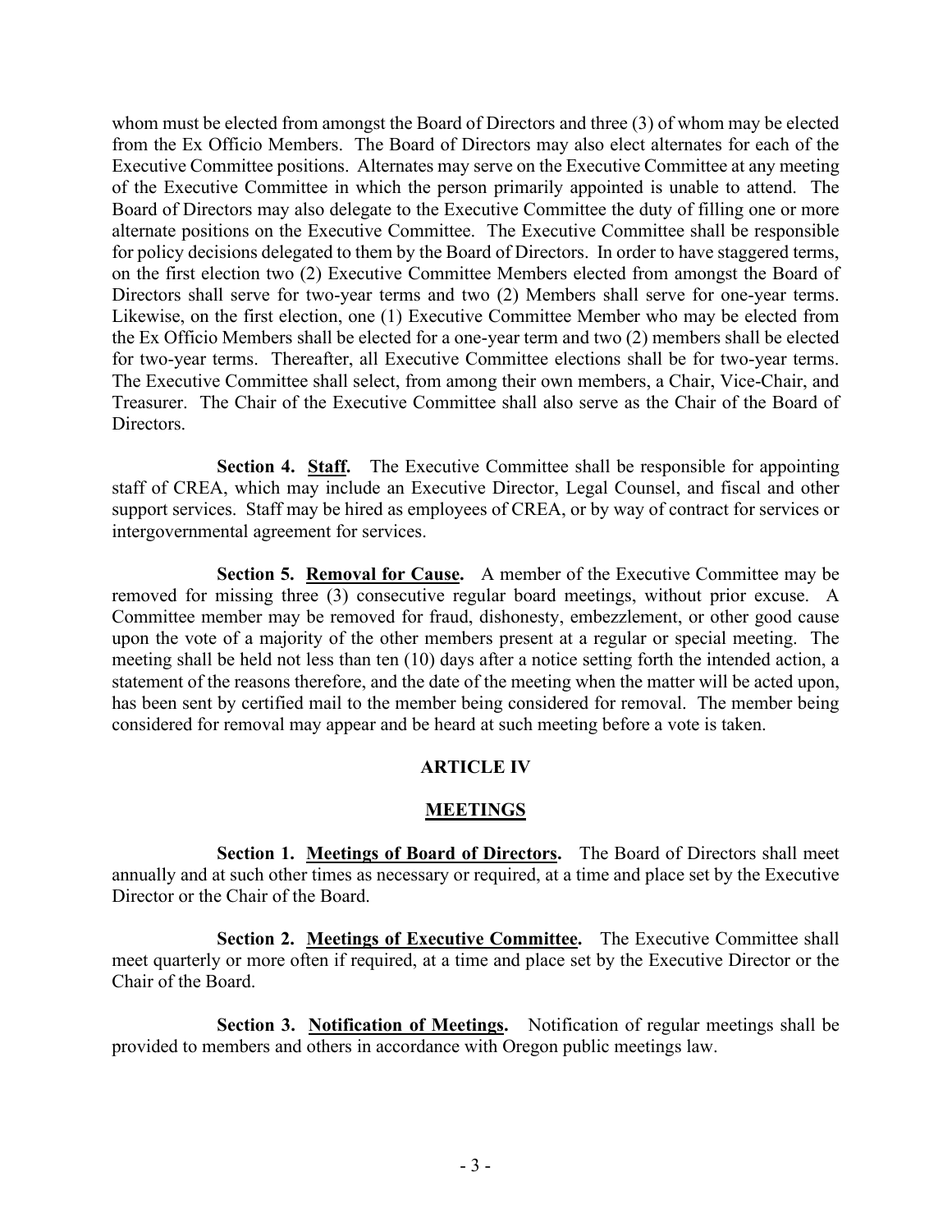whom must be elected from amongst the Board of Directors and three (3) of whom may be elected from the Ex Officio Members. The Board of Directors may also elect alternates for each of the Executive Committee positions. Alternates may serve on the Executive Committee at any meeting of the Executive Committee in which the person primarily appointed is unable to attend. The Board of Directors may also delegate to the Executive Committee the duty of filling one or more alternate positions on the Executive Committee. The Executive Committee shall be responsible for policy decisions delegated to them by the Board of Directors. In order to have staggered terms, on the first election two (2) Executive Committee Members elected from amongst the Board of Directors shall serve for two-year terms and two (2) Members shall serve for one-year terms. Likewise, on the first election, one (1) Executive Committee Member who may be elected from the Ex Officio Members shall be elected for a one-year term and two (2) members shall be elected for two-year terms. Thereafter, all Executive Committee elections shall be for two-year terms. The Executive Committee shall select, from among their own members, a Chair, Vice-Chair, and Treasurer. The Chair of the Executive Committee shall also serve as the Chair of the Board of Directors.

**Section 4. Staff.** The Executive Committee shall be responsible for appointing staff of CREA, which may include an Executive Director, Legal Counsel, and fiscal and other support services. Staff may be hired as employees of CREA, or by way of contract for services or intergovernmental agreement for services.

**Section 5. Removal for Cause.** A member of the Executive Committee may be removed for missing three (3) consecutive regular board meetings, without prior excuse. A Committee member may be removed for fraud, dishonesty, embezzlement, or other good cause upon the vote of a majority of the other members present at a regular or special meeting. The meeting shall be held not less than ten (10) days after a notice setting forth the intended action, a statement of the reasons therefore, and the date of the meeting when the matter will be acted upon, has been sent by certified mail to the member being considered for removal. The member being considered for removal may appear and be heard at such meeting before a vote is taken.

## ARTICLE IV

## MEETINGS

**Section 1. Meetings of Board of Directors.** The Board of Directors shall meet annually and at such other times as necessary or required, at a time and place set by the Executive Director or the Chair of the Board.

**Section 2. Meetings of Executive Committee.** The Executive Committee shall meet quarterly or more often if required, at a time and place set by the Executive Director or the Chair of the Board.

**Section 3. Notification of Meetings.** Notification of regular meetings shall be provided to members and others in accordance with Oregon public meetings law.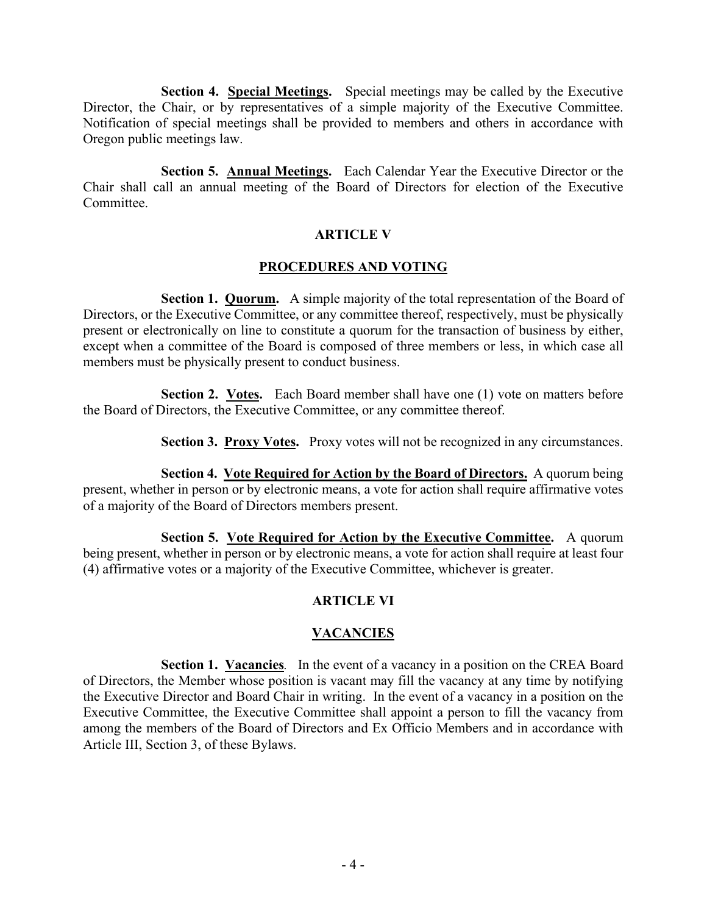**Section 4. Special Meetings.** Special meetings may be called by the Executive Director, the Chair, or by representatives of a simple majority of the Executive Committee. Notification of special meetings shall be provided to members and others in accordance with Oregon public meetings law.

**Section 5. Annual Meetings.** Each Calendar Year the Executive Director or the Chair shall call an annual meeting of the Board of Directors for election of the Executive Committee.

## ARTICLE V

## PROCEDURES AND VOTING

**Section 1. Quorum.** A simple majority of the total representation of the Board of Directors, or the Executive Committee, or any committee thereof, respectively, must be physically present or electronically on line to constitute a quorum for the transaction of business by either, except when a committee of the Board is composed of three members or less, in which case all members must be physically present to conduct business.

**Section 2. Votes.** Each Board member shall have one (1) vote on matters before the Board of Directors, the Executive Committee, or any committee thereof.

**Section 3. Proxy Votes.** Proxy votes will not be recognized in any circumstances.

**Section 4. Vote Required for Action by the Board of Directors.** A quorum being present, whether in person or by electronic means, a vote for action shall require affirmative votes of a majority of the Board of Directors members present.

**Section 5. Vote Required for Action by the Executive Committee.** A quorum being present, whether in person or by electronic means, a vote for action shall require at least four (4) affirmative votes or a majority of the Executive Committee, whichever is greater.

## ARTICLE VI

## VACANCIES

**Section 1. Vacancies**. In the event of a vacancy in a position on the CREA Board of Directors, the Member whose position is vacant may fill the vacancy at any time by notifying the Executive Director and Board Chair in writing. In the event of a vacancy in a position on the Executive Committee, the Executive Committee shall appoint a person to fill the vacancy from among the members of the Board of Directors and Ex Officio Members and in accordance with Article III, Section 3, of these Bylaws.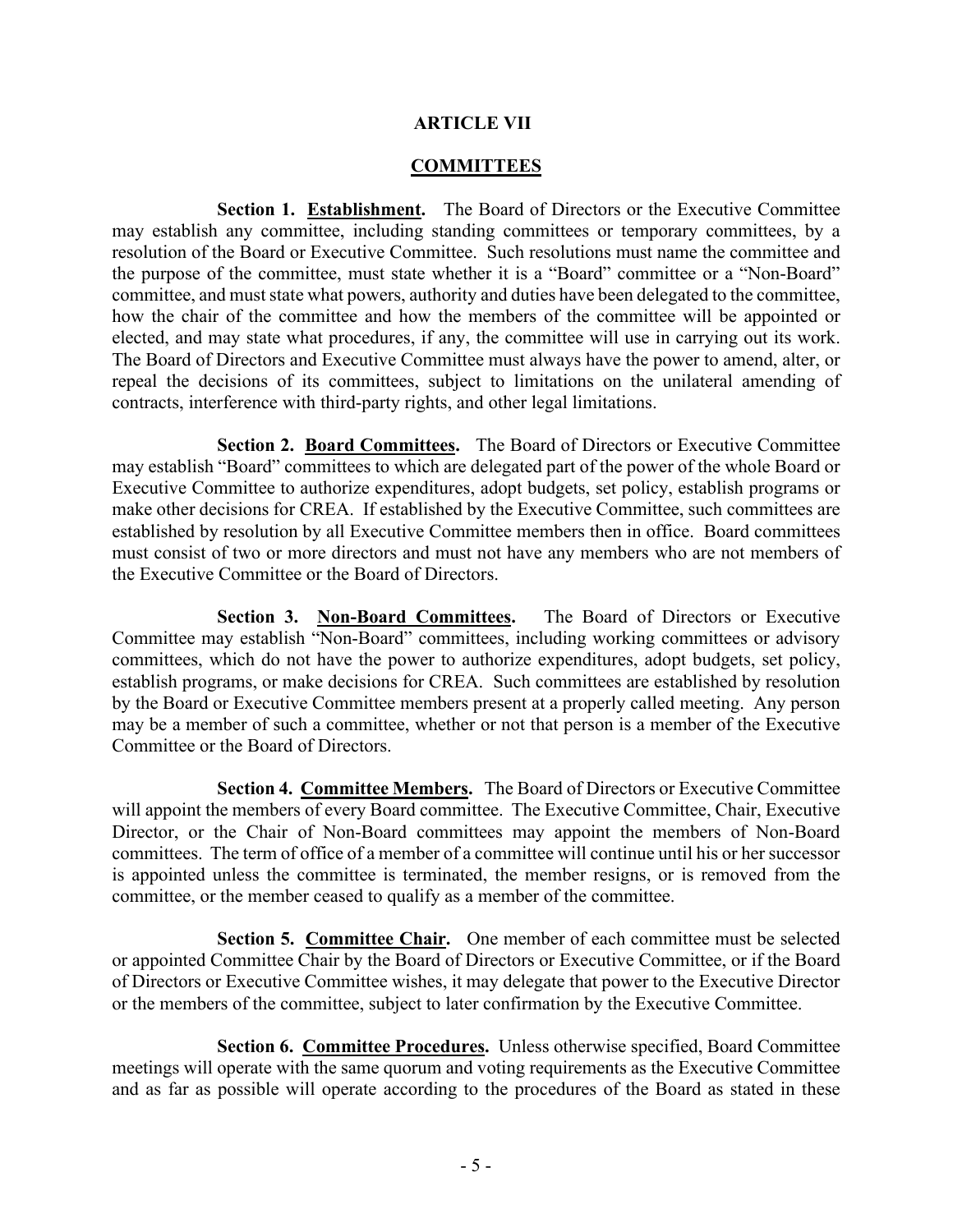## ARTICLE VII

## COMMITTEES

**Section 1. Establishment.** The Board of Directors or the Executive Committee may establish any committee, including standing committees or temporary committees, by a resolution of the Board or Executive Committee. Such resolutions must name the committee and the purpose of the committee, must state whether it is a "Board" committee or a "Non-Board" committee, and must state what powers, authority and duties have been delegated to the committee, how the chair of the committee and how the members of the committee will be appointed or elected, and may state what procedures, if any, the committee will use in carrying out its work. The Board of Directors and Executive Committee must always have the power to amend, alter, or repeal the decisions of its committees, subject to limitations on the unilateral amending of contracts, interference with third-party rights, and other legal limitations.

**Section 2. Board Committees.** The Board of Directors or Executive Committee may establish "Board" committees to which are delegated part of the power of the whole Board or Executive Committee to authorize expenditures, adopt budgets, set policy, establish programs or make other decisions for CREA. If established by the Executive Committee, such committees are established by resolution by all Executive Committee members then in office. Board committees must consist of two or more directors and must not have any members who are not members of the Executive Committee or the Board of Directors.

**Section 3. Non-Board Committees.** The Board of Directors or Executive Committee may establish "Non-Board" committees, including working committees or advisory committees, which do not have the power to authorize expenditures, adopt budgets, set policy, establish programs, or make decisions for CREA. Such committees are established by resolution by the Board or Executive Committee members present at a properly called meeting. Any person may be a member of such a committee, whether or not that person is a member of the Executive Committee or the Board of Directors.

**Section 4. Committee Members.** The Board of Directors or Executive Committee will appoint the members of every Board committee. The Executive Committee, Chair, Executive Director, or the Chair of Non-Board committees may appoint the members of Non-Board committees. The term of office of a member of a committee will continue until his or her successor is appointed unless the committee is terminated, the member resigns, or is removed from the committee, or the member ceased to qualify as a member of the committee.

**Section 5. Committee Chair.** One member of each committee must be selected or appointed Committee Chair by the Board of Directors or Executive Committee, or if the Board of Directors or Executive Committee wishes, it may delegate that power to the Executive Director or the members of the committee, subject to later confirmation by the Executive Committee.

**Section 6. Committee Procedures.** Unless otherwise specified, Board Committee meetings will operate with the same quorum and voting requirements as the Executive Committee and as far as possible will operate according to the procedures of the Board as stated in these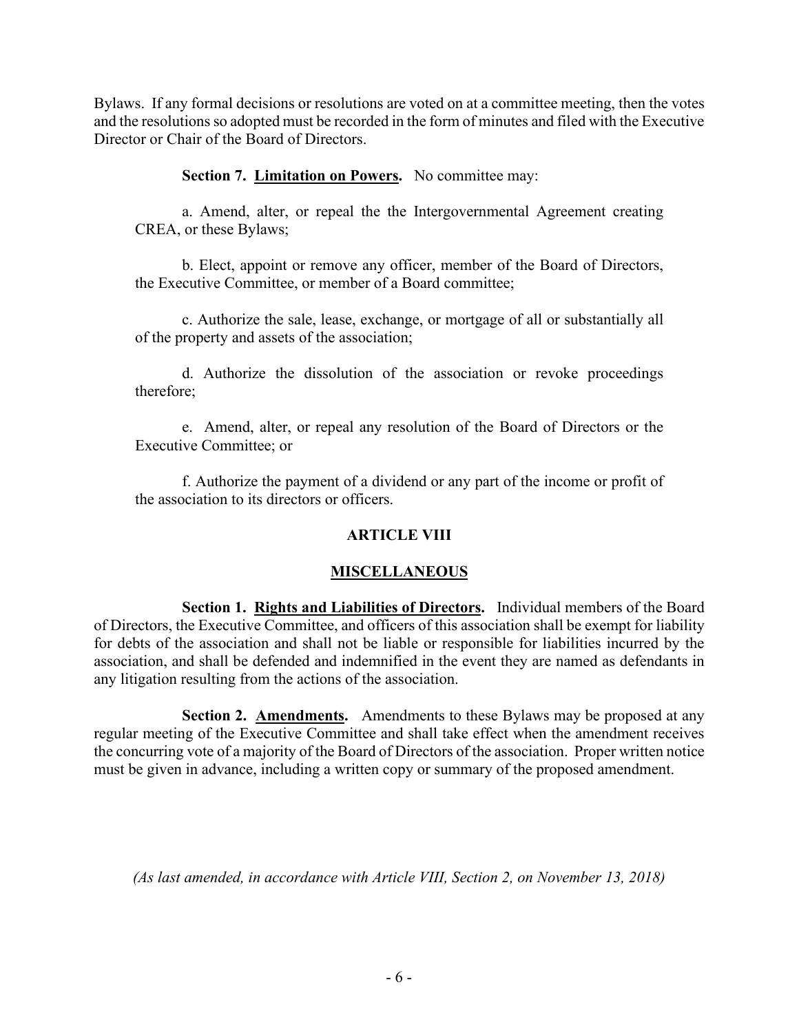Bylaws. If any formal decisions or resolutions are voted on at a committee meeting, then the votes and the resolutions so adopted must be recorded in the form of minutes and filed with the Executive Director or Chair of the Board of Directors.

**Section 7. <u>Limitation on Powers</u>.** No committee may:

a. Amend, alter, or repeal the the Intergovernmental Agreement creating CREA, or these Bylaws;

b. Elect, appoint or remove any officer, member of the Board of Directors, the Executive Committee, or member of a Board committee;

c. Authorize the sale, lease, exchange, or mortgage of all or substantially all of the property and assets of the association;

d. Authorize the dissolution of the association or revoke proceedings therefore;

e. Amend, alter, or repeal any resolution of the Board of Directors or the Executive Committee; or

f. Authorize the payment of a dividend or any part of the income or profit of the association to its directors or officers.

## ARTICLE VIII

## <u>MISCELLANEOUS</u>

**Section 1. <u>Rights and Liabilities of Directors</u>.** Individual members of the Board of Directors, the Executive Committee, and officers of this association shall be exempt for liability for debts of the association and shall not be liable or responsible for liabilities incurred by the association, and shall be defended and indemnified in the event they are named as defendants in any litigation resulting from the actions of the association.

**Section 2. <u>Amendments</u>.** Amendments to these Bylaws may be proposed at any regular meeting of the Executive Committee and shall take effect when the amendment receives the concurring vote of a majority of the Board of Directors of the association. Proper written notice must be given in advance, including a written copy or summary of the proposed amendment.

*(As last amended, in accordance with Article VIII, Section 2, on November 13, 2018)*